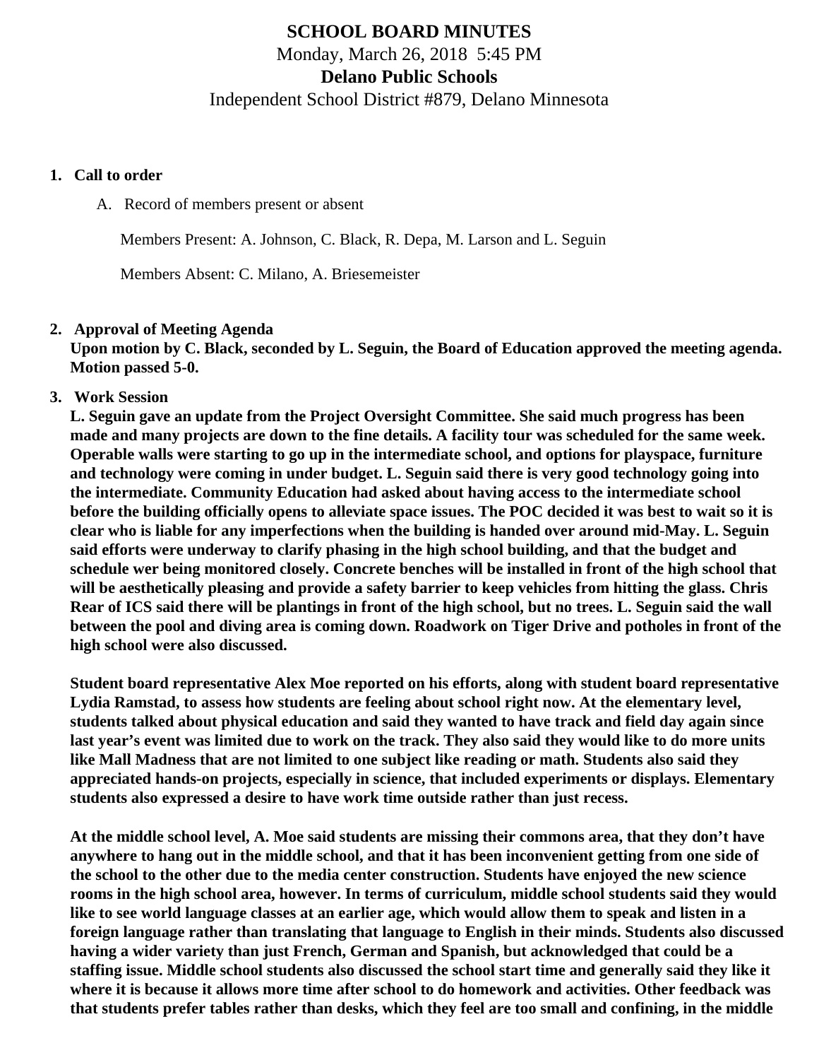# SCHOOL BOARD MINUTES

Monday, March 26, 2018 5:45 PM

**Delano Public Schools**

Independent School District #879, Delano Minnesota

1. **Call to order**

   A. Record of members present or absent

   Members Present: A. Johnson, C. Black, R. Depa, M. Larson and L. Seguin

   Members Absent: C. Milano, A. Briesemeister

2. **Approval of Meeting Agenda**
   **Upon motion by C. Black, seconded by L. Seguin, the Board of Education approved the meeting agenda. Motion passed 5-0.**

3. **Work Session**
   **L. Seguin gave an update from the Project Oversight Committee. She said much progress has been made and many projects are down to the fine details. A facility tour was scheduled for the same week. Operable walls were starting to go up in the intermediate school, and options for playspace, furniture and technology were coming in under budget. L. Seguin said there is very good technology going into the intermediate. Community Education had asked about having access to the intermediate school before the building officially opens to alleviate space issues. The POC decided it was best to wait so it is clear who is liable for any imperfections when the building is handed over around mid-May. L. Seguin said efforts were underway to clarify phasing in the high school building, and that the budget and schedule wer being monitored closely. Concrete benches will be installed in front of the high school that will be aesthetically pleasing and provide a safety barrier to keep vehicles from hitting the glass. Chris Rear of ICS said there will be plantings in front of the high school, but no trees. L. Seguin said the wall between the pool and diving area is coming down. Roadwork on Tiger Drive and potholes in front of the high school were also discussed.**

   **Student board representative Alex Moe reported on his efforts, along with student board representative Lydia Ramstad, to assess how students are feeling about school right now. At the elementary level, students talked about physical education and said they wanted to have track and field day again since last year's event was limited due to work on the track. They also said they would like to do more units like Mall Madness that are not limited to one subject like reading or math. Students also said they appreciated hands-on projects, especially in science, that included experiments or displays. Elementary students also expressed a desire to have work time outside rather than just recess.**

   **At the middle school level, A. Moe said students are missing their commons area, that they don't have anywhere to hang out in the middle school, and that it has been inconvenient getting from one side of the school to the other due to the media center construction. Students have enjoyed the new science rooms in the high school area, however. In terms of curriculum, middle school students said they would like to see world language classes at an earlier age, which would allow them to speak and listen in a foreign language rather than translating that language to English in their minds. Students also discussed having a wider variety than just French, German and Spanish, but acknowledged that could be a staffing issue. Middle school students also discussed the school start time and generally said they like it where it is because it allows more time after school to do homework and activities. Other feedback was that students prefer tables rather than desks, which they feel are too small and confining, in the middle**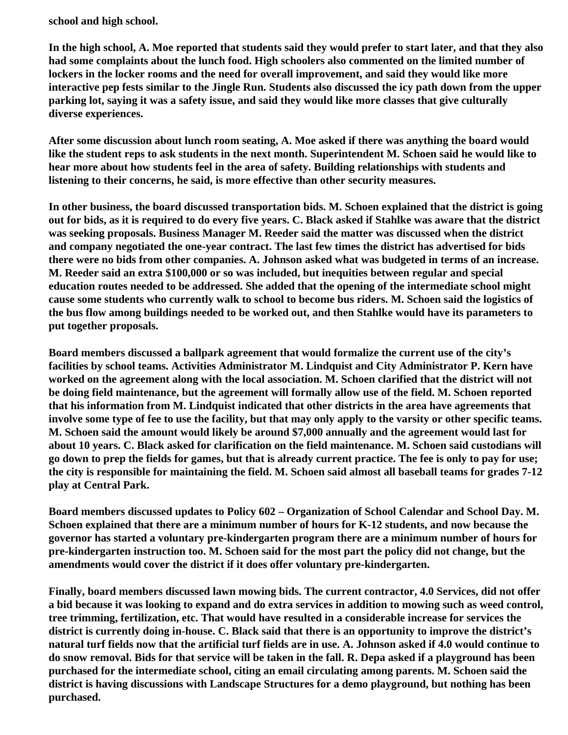school and high school.

In the high school, A. Moe reported that students said they would prefer to start later, and that they also had some complaints about the lunch food. High schoolers also commented on the limited number of lockers in the locker rooms and the need for overall improvement, and said they would like more interactive pep fests similar to the Jingle Run. Students also discussed the icy path down from the upper parking lot, saying it was a safety issue, and said they would like more classes that give culturally diverse experiences.

After some discussion about lunch room seating, A. Moe asked if there was anything the board would like the student reps to ask students in the next month. Superintendent M. Schoen said he would like to hear more about how students feel in the area of safety. Building relationships with students and listening to their concerns, he said, is more effective than other security measures.

In other business, the board discussed transportation bids. M. Schoen explained that the district is going out for bids, as it is required to do every five years. C. Black asked if Stahlke was aware that the district was seeking proposals. Business Manager M. Reeder said the matter was discussed when the district and company negotiated the one-year contract. The last few times the district has advertised for bids there were no bids from other companies. A. Johnson asked what was budgeted in terms of an increase. M. Reeder said an extra $100,000 or so was included, but inequities between regular and special education routes needed to be addressed. She added that the opening of the intermediate school might cause some students who currently walk to school to become bus riders. M. Schoen said the logistics of the bus flow among buildings needed to be worked out, and then Stahlke would have its parameters to put together proposals.

Board members discussed a ballpark agreement that would formalize the current use of the city's facilities by school teams. Activities Administrator M. Lindquist and City Administrator P. Kern have worked on the agreement along with the local association. M. Schoen clarified that the district will not be doing field maintenance, but the agreement will formally allow use of the field. M. Schoen reported that his information from M. Lindquist indicated that other districts in the area have agreements that involve some type of fee to use the facility, but that may only apply to the varsity or other specific teams. M. Schoen said the amount would likely be around $7,000 annually and the agreement would last for about 10 years. C. Black asked for clarification on the field maintenance. M. Schoen said custodians will go down to prep the fields for games, but that is already current practice. The fee is only to pay for use; the city is responsible for maintaining the field. M. Schoen said almost all baseball teams for grades 7-12 play at Central Park.

Board members discussed updates to Policy 602 – Organization of School Calendar and School Day. M. Schoen explained that there are a minimum number of hours for K-12 students, and now because the governor has started a voluntary pre-kindergarten program there are a minimum number of hours for pre-kindergarten instruction too. M. Schoen said for the most part the policy did not change, but the amendments would cover the district if it does offer voluntary pre-kindergarten.

Finally, board members discussed lawn mowing bids. The current contractor, 4.0 Services, did not offer a bid because it was looking to expand and do extra services in addition to mowing such as weed control, tree trimming, fertilization, etc. That would have resulted in a considerable increase for services the district is currently doing in-house. C. Black said that there is an opportunity to improve the district's natural turf fields now that the artificial turf fields are in use. A. Johnson asked if 4.0 would continue to do snow removal. Bids for that service will be taken in the fall. R. Depa asked if a playground has been purchased for the intermediate school, citing an email circulating among parents. M. Schoen said the district is having discussions with Landscape Structures for a demo playground, but nothing has been purchased.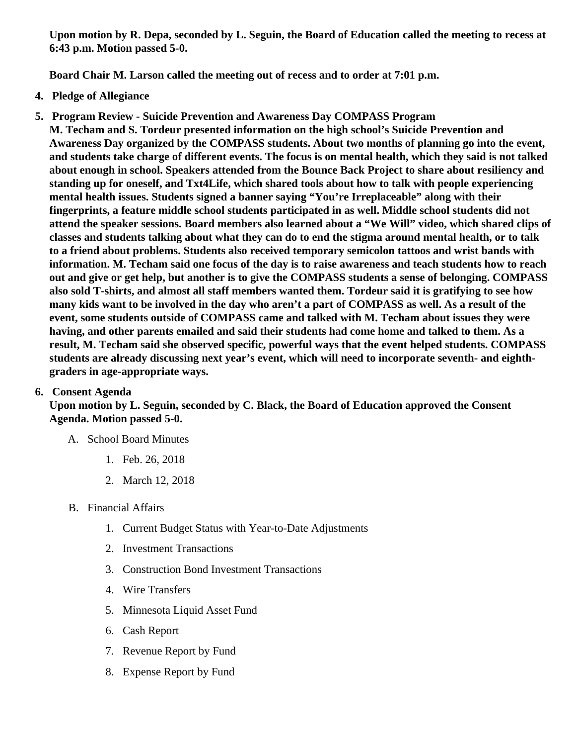**Upon motion by R. Depa, seconded by L. Seguin, the Board of Education called the meeting to recess at 6:43 p.m. Motion passed 5-0.**

**Board Chair M. Larson called the meeting out of recess and to order at 7:01 p.m.**

4. **Pledge of Allegiance**

5. **Program Review - Suicide Prevention and Awareness Day COMPASS Program**
   **M. Techam and S. Tordeur presented information on the high school's Suicide Prevention and Awareness Day organized by the COMPASS students. About two months of planning go into the event, and students take charge of different events. The focus is on mental health, which they said is not talked about enough in school. Speakers attended from the Bounce Back Project to share about resiliency and standing up for oneself, and Txt4Life, which shared tools about how to talk with people experiencing mental health issues. Students signed a banner saying "You're Irreplaceable" along with their fingerprints, a feature middle school students participated in as well. Middle school students did not attend the speaker sessions. Board members also learned about a "We Will" video, which shared clips of classes and students talking about what they can do to end the stigma around mental health, or to talk to a friend about problems. Students also received temporary semicolon tattoos and wrist bands with information. M. Techam said one focus of the day is to raise awareness and teach students how to reach out and give or get help, but another is to give the COMPASS students a sense of belonging. COMPASS also sold T-shirts, and almost all staff members wanted them. Tordeur said it is gratifying to see how many kids want to be involved in the day who aren't a part of COMPASS as well. As a result of the event, some students outside of COMPASS came and talked with M. Techam about issues they were having, and other parents emailed and said their students had come home and talked to them. As a result, M. Techam said she observed specific, powerful ways that the event helped students. COMPASS students are already discussing next year's event, which will need to incorporate seventh- and eighth-graders in age-appropriate ways.**

6. **Consent Agenda**
   **Upon motion by L. Seguin, seconded by C. Black, the Board of Education approved the Consent Agenda. Motion passed 5-0.**

   A. School Board Minutes
      1. Feb. 26, 2018
      2. March 12, 2018

   B. Financial Affairs
      1. Current Budget Status with Year-to-Date Adjustments
      2. Investment Transactions
      3. Construction Bond Investment Transactions
      4. Wire Transfers
      5. Minnesota Liquid Asset Fund
      6. Cash Report
      7. Revenue Report by Fund
      8. Expense Report by Fund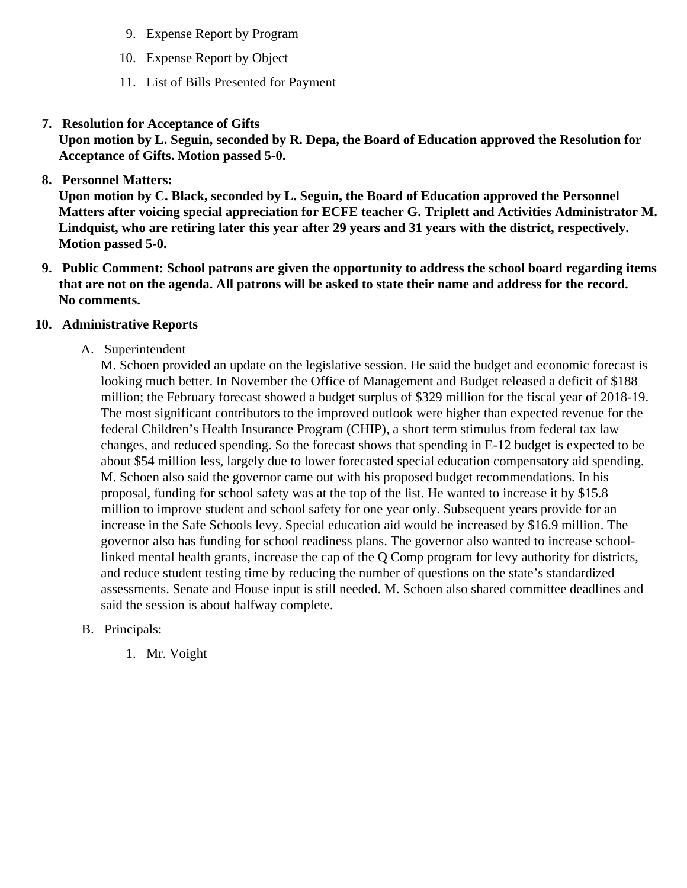9. Expense Report by Program
10. Expense Report by Object
11. List of Bills Presented for Payment

7. **Resolution for Acceptance of Gifts**
   **Upon motion by L. Seguin, seconded by R. Depa, the Board of Education approved the Resolution for Acceptance of Gifts. Motion passed 5-0.**

8. **Personnel Matters:**
   **Upon motion by C. Black, seconded by L. Seguin, the Board of Education approved the Personnel Matters after voicing special appreciation for ECFE teacher G. Triplett and Activities Administrator M. Lindquist, who are retiring later this year after 29 years and 31 years with the district, respectively. Motion passed 5-0.**

9. **Public Comment: School patrons are given the opportunity to address the school board regarding items that are not on the agenda. All patrons will be asked to state their name and address for the record.**
   **No comments.**

10. **Administrative Reports**

    A. Superintendent
    M. Schoen provided an update on the legislative session. He said the budget and economic forecast is looking much better. In November the Office of Management and Budget released a deficit of $188 million; the February forecast showed a budget surplus of $329 million for the fiscal year of 2018-19. The most significant contributors to the improved outlook were higher than expected revenue for the federal Children's Health Insurance Program (CHIP), a short term stimulus from federal tax law changes, and reduced spending. So the forecast shows that spending in E-12 budget is expected to be about $54 million less, largely due to lower forecasted special education compensatory aid spending. M. Schoen also said the governor came out with his proposed budget recommendations. In his proposal, funding for school safety was at the top of the list. He wanted to increase it by $15.8 million to improve student and school safety for one year only. Subsequent years provide for an increase in the Safe Schools levy. Special education aid would be increased by $16.9 million. The governor also has funding for school readiness plans. The governor also wanted to increase school-linked mental health grants, increase the cap of the Q Comp program for levy authority for districts, and reduce student testing time by reducing the number of questions on the state's standardized assessments. Senate and House input is still needed. M. Schoen also shared committee deadlines and said the session is about halfway complete.

    B. Principals:

    1. Mr. Voight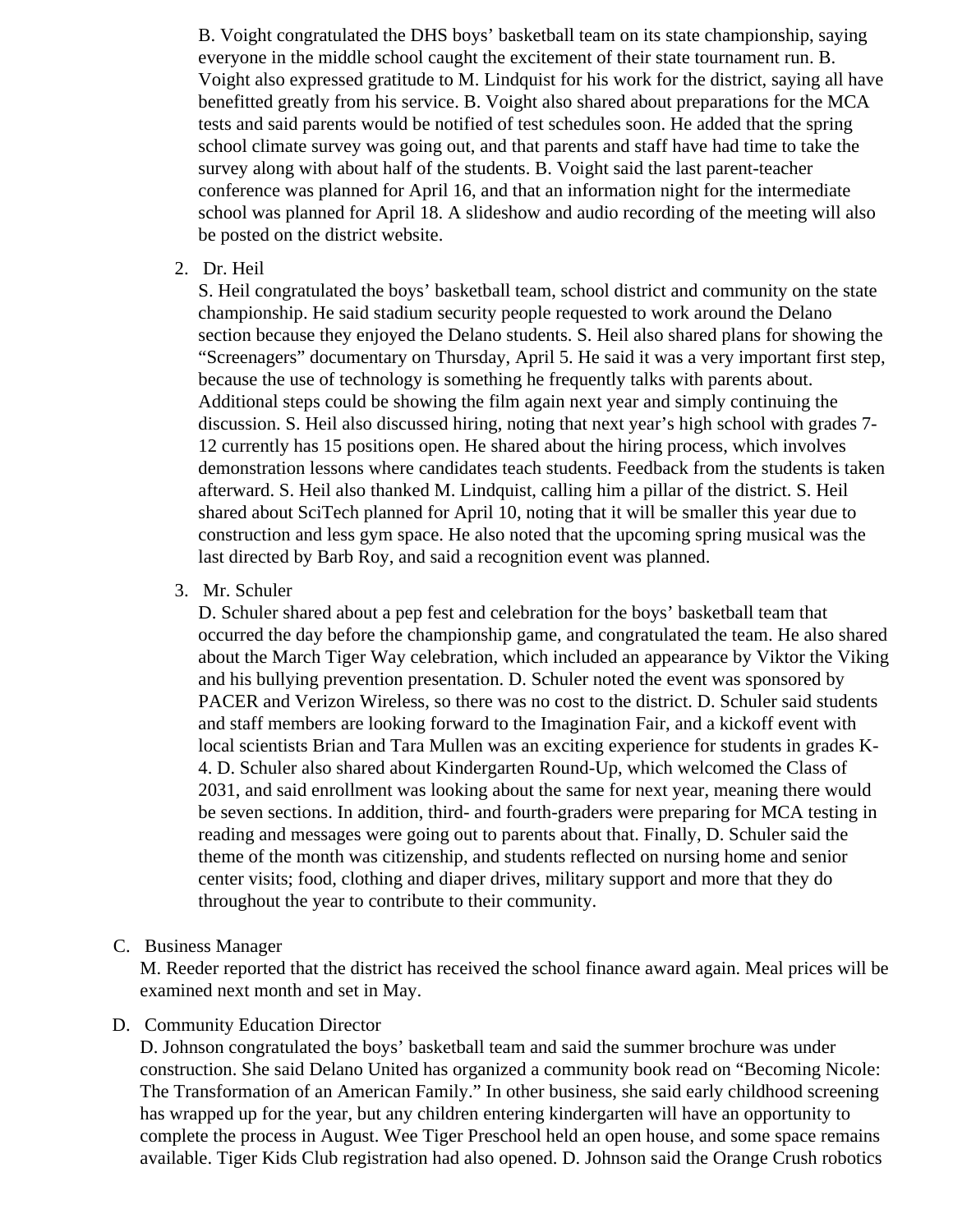B. Voight congratulated the DHS boys' basketball team on its state championship, saying everyone in the middle school caught the excitement of their state tournament run. B. Voight also expressed gratitude to M. Lindquist for his work for the district, saying all have benefitted greatly from his service. B. Voight also shared about preparations for the MCA tests and said parents would be notified of test schedules soon. He added that the spring school climate survey was going out, and that parents and staff have had time to take the survey along with about half of the students. B. Voight said the last parent-teacher conference was planned for April 16, and that an information night for the intermediate school was planned for April 18. A slideshow and audio recording of the meeting will also be posted on the district website.

2. Dr. Heil
   S. Heil congratulated the boys' basketball team, school district and community on the state championship. He said stadium security people requested to work around the Delano section because they enjoyed the Delano students. S. Heil also shared plans for showing the "Screenagers" documentary on Thursday, April 5. He said it was a very important first step, because the use of technology is something he frequently talks with parents about. Additional steps could be showing the film again next year and simply continuing the discussion. S. Heil also discussed hiring, noting that next year's high school with grades 7-12 currently has 15 positions open. He shared about the hiring process, which involves demonstration lessons where candidates teach students. Feedback from the students is taken afterward. S. Heil also thanked M. Lindquist, calling him a pillar of the district. S. Heil shared about SciTech planned for April 10, noting that it will be smaller this year due to construction and less gym space. He also noted that the upcoming spring musical was the last directed by Barb Roy, and said a recognition event was planned.

3. Mr. Schuler
   D. Schuler shared about a pep fest and celebration for the boys' basketball team that occurred the day before the championship game, and congratulated the team. He also shared about the March Tiger Way celebration, which included an appearance by Viktor the Viking and his bullying prevention presentation. D. Schuler noted the event was sponsored by PACER and Verizon Wireless, so there was no cost to the district. D. Schuler said students and staff members are looking forward to the Imagination Fair, and a kickoff event with local scientists Brian and Tara Mullen was an exciting experience for students in grades K-4. D. Schuler also shared about Kindergarten Round-Up, which welcomed the Class of 2031, and said enrollment was looking about the same for next year, meaning there would be seven sections. In addition, third- and fourth-graders were preparing for MCA testing in reading and messages were going out to parents about that. Finally, D. Schuler said the theme of the month was citizenship, and students reflected on nursing home and senior center visits; food, clothing and diaper drives, military support and more that they do throughout the year to contribute to their community.

C. Business Manager
   M. Reeder reported that the district has received the school finance award again. Meal prices will be examined next month and set in May.

D. Community Education Director
   D. Johnson congratulated the boys' basketball team and said the summer brochure was under construction. She said Delano United has organized a community book read on "Becoming Nicole: The Transformation of an American Family." In other business, she said early childhood screening has wrapped up for the year, but any children entering kindergarten will have an opportunity to complete the process in August. Wee Tiger Preschool held an open house, and some space remains available. Tiger Kids Club registration had also opened. D. Johnson said the Orange Crush robotics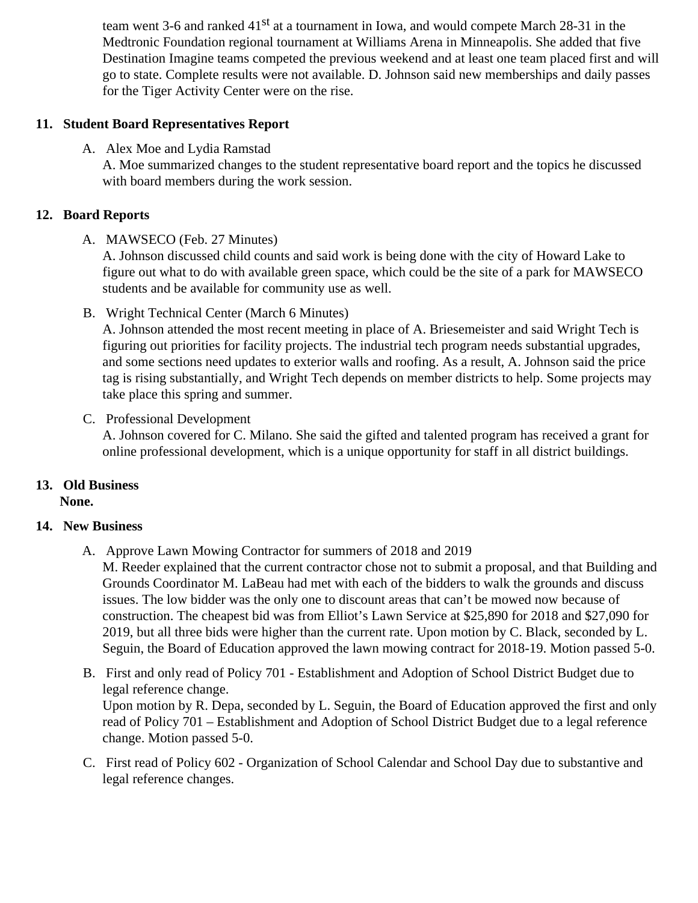team went 3-6 and ranked 41st at a tournament in Iowa, and would compete March 28-31 in the Medtronic Foundation regional tournament at Williams Arena in Minneapolis. She added that five Destination Imagine teams competed the previous weekend and at least one team placed first and will go to state. Complete results were not available. D. Johnson said new memberships and daily passes for the Tiger Activity Center were on the rise.

## 11. Student Board Representatives Report

A. Alex Moe and Lydia Ramstad
A. Moe summarized changes to the student representative board report and the topics he discussed with board members during the work session.

## 12. Board Reports

A. MAWSECO (Feb. 27 Minutes)
A. Johnson discussed child counts and said work is being done with the city of Howard Lake to figure out what to do with available green space, which could be the site of a park for MAWSECO students and be available for community use as well.

B. Wright Technical Center (March 6 Minutes)
A. Johnson attended the most recent meeting in place of A. Briesemeister and said Wright Tech is figuring out priorities for facility projects. The industrial tech program needs substantial upgrades, and some sections need updates to exterior walls and roofing. As a result, A. Johnson said the price tag is rising substantially, and Wright Tech depends on member districts to help. Some projects may take place this spring and summer.

C. Professional Development
A. Johnson covered for C. Milano. She said the gifted and talented program has received a grant for online professional development, which is a unique opportunity for staff in all district buildings.

## 13. Old Business

**None.**

## 14. New Business

A. Approve Lawn Mowing Contractor for summers of 2018 and 2019
M. Reeder explained that the current contractor chose not to submit a proposal, and that Building and Grounds Coordinator M. LaBeau had met with each of the bidders to walk the grounds and discuss issues. The low bidder was the only one to discount areas that can't be mowed now because of construction. The cheapest bid was from Elliot's Lawn Service at $25,890 for 2018 and $27,090 for 2019, but all three bids were higher than the current rate. Upon motion by C. Black, seconded by L. Seguin, the Board of Education approved the lawn mowing contract for 2018-19. Motion passed 5-0.

B. First and only read of Policy 701 - Establishment and Adoption of School District Budget due to legal reference change.
Upon motion by R. Depa, seconded by L. Seguin, the Board of Education approved the first and only read of Policy 701 – Establishment and Adoption of School District Budget due to a legal reference change. Motion passed 5-0.

C. First read of Policy 602 - Organization of School Calendar and School Day due to substantive and legal reference changes.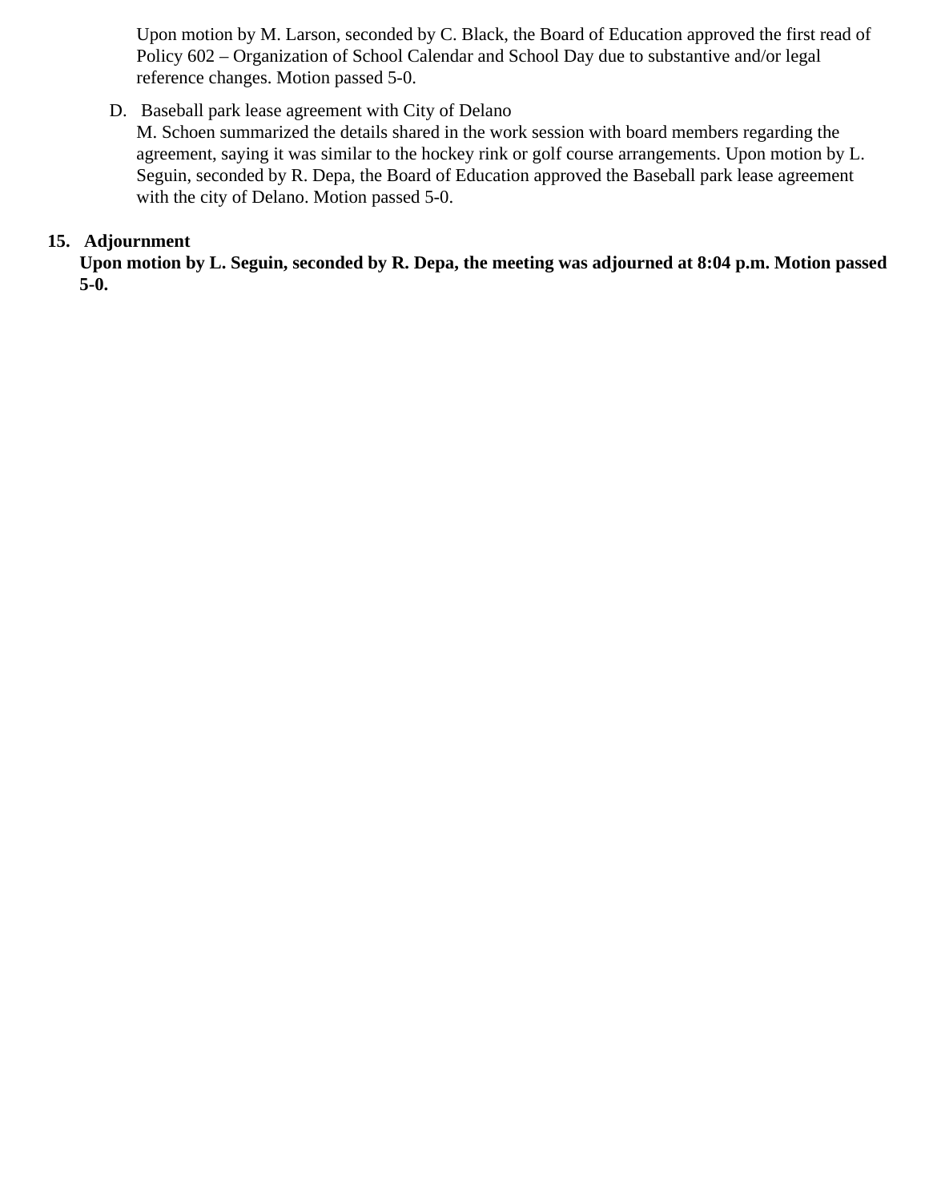Upon motion by M. Larson, seconded by C. Black, the Board of Education approved the first read of Policy 602 – Organization of School Calendar and School Day due to substantive and/or legal reference changes. Motion passed 5-0.

D. Baseball park lease agreement with City of Delano
M. Schoen summarized the details shared in the work session with board members regarding the agreement, saying it was similar to the hockey rink or golf course arrangements. Upon motion by L. Seguin, seconded by R. Depa, the Board of Education approved the Baseball park lease agreement with the city of Delano. Motion passed 5-0.

**15. Adjournment**
**Upon motion by L. Seguin, seconded by R. Depa, the meeting was adjourned at 8:04 p.m. Motion passed 5-0.**